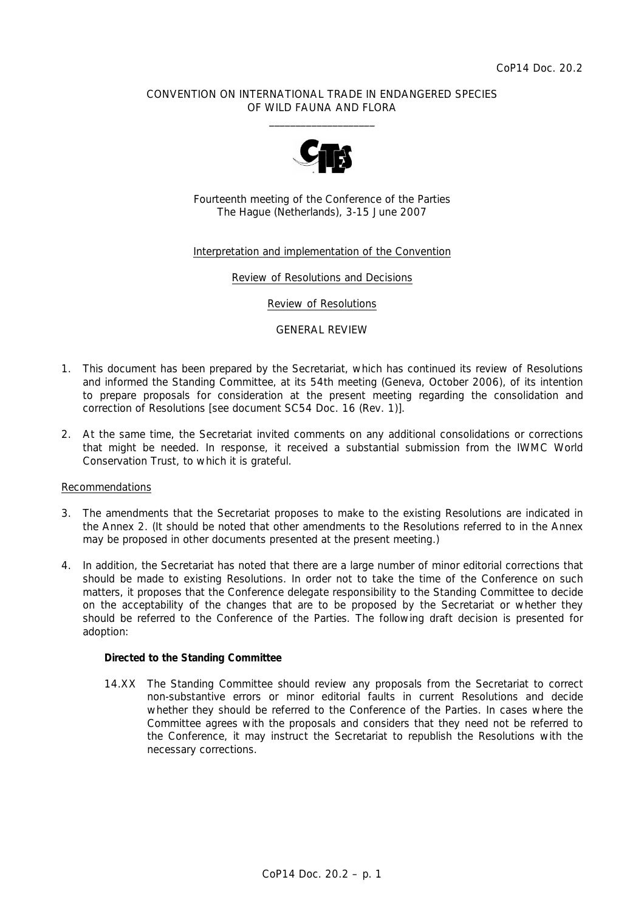CoP14 Doc. 20.2

CONVENTION ON INTERNATIONAL TRADE IN ENDANGERED SPECIES OF WILD FAUNA AND FLORA

\_\_\_\_\_\_\_\_\_\_\_\_\_\_\_\_\_\_\_\_

Fourteenth meeting of the Conference of the Parties
The Hague (Netherlands), 3-15 June 2007

Interpretation and implementation of the Convention

Review of Resolutions and Decisions

Review of Resolutions

GENERAL REVIEW

1. This document has been prepared by the Secretariat, which has continued its review of Resolutions and informed the Standing Committee, at its 54th meeting (Geneva, October 2006), of its intention to prepare proposals for consideration at the present meeting regarding the consolidation and correction of Resolutions [see document SC54 Doc. 16 (Rev. 1)].

2. At the same time, the Secretariat invited comments on any additional consolidations or corrections that might be needed. In response, it received a substantial submission from the IWMC World Conservation Trust, to which it is grateful.

Recommendations

3. The amendments that the Secretariat proposes to make to the existing Resolutions are indicated in the Annex 2. (It should be noted that other amendments to the Resolutions referred to in the Annex may be proposed in other documents presented at the present meeting.)

4. In addition, the Secretariat has noted that there are a large number of minor editorial corrections that should be made to existing Resolutions. In order not to take the time of the Conference on such matters, it proposes that the Conference delegate responsibility to the Standing Committee to decide on the acceptability of the changes that are to be proposed by the Secretariat or whether they should be referred to the Conference of the Parties. The following draft decision is presented for adoption:

   ***Directed to the Standing Committee***

   *14.XX The Standing Committee should review any proposals from the Secretariat to correct non-substantive errors or minor editorial faults in current Resolutions and decide whether they should be referred to the Conference of the Parties. In cases where the Committee agrees with the proposals and considers that they need not be referred to the Conference, it may instruct the Secretariat to republish the Resolutions with the necessary corrections.*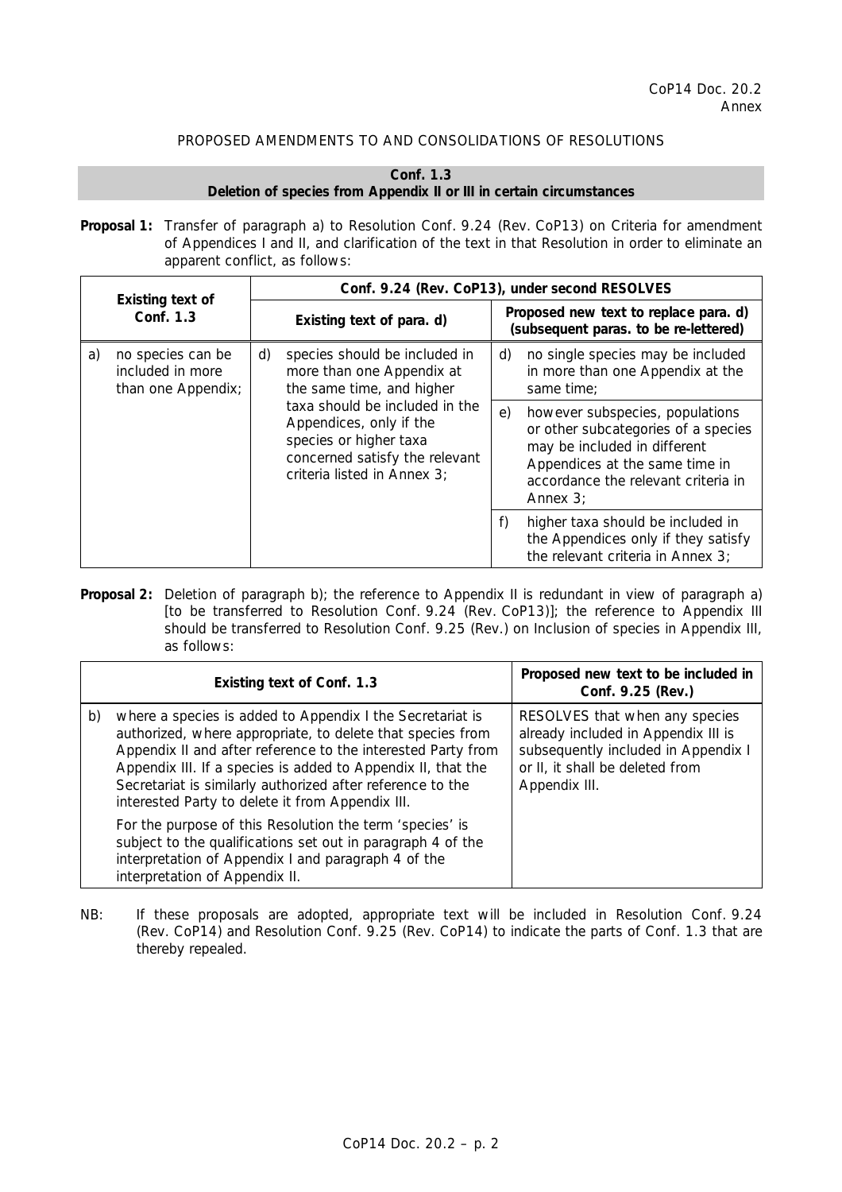CoP14 Doc. 20.2
Annex

PROPOSED AMENDMENTS TO AND CONSOLIDATIONS OF RESOLUTIONS

## Conf. 1.3
## Deletion of species from Appendix II or III in certain circumstances

**Proposal 1:** Transfer of paragraph a) to Resolution Conf. 9.24 (Rev. CoP13) on Criteria for amendment of Appendices I and II, and clarification of the text in that Resolution in order to eliminate an apparent conflict, as follows:

| Existing text of Conf. 1.3 | Conf. 9.24 (Rev. CoP13), under second RESOLVES | |
|---|---|---|
| | **Existing text of para. d)** | **Proposed new text to replace para. d) (subsequent paras. to be re-lettered)** |
| a) no species can be included in more than one Appendix; | d) species should be included in more than one Appendix at the same time, and higher taxa should be included in the Appendices, only if the species or higher taxa concerned satisfy the relevant criteria listed in Annex 3; | d) no single species may be included in more than one Appendix at the same time; |
| | | e) however subspecies, populations or other subcategories of a species may be included in different Appendices at the same time in accordance the relevant criteria in Annex 3; |
| | | f) higher taxa should be included in the Appendices only if they satisfy the relevant criteria in Annex 3; |

**Proposal 2:** Deletion of paragraph b); the reference to Appendix II is redundant in view of paragraph a) [to be transferred to Resolution Conf. 9.24 (Rev. CoP13)]; the reference to Appendix III should be transferred to Resolution Conf. 9.25 (Rev.) on Inclusion of species in Appendix III, as follows:

| Existing text of Conf. 1.3 | Proposed new text to be included in Conf. 9.25 (Rev.) |
|---|---|
| b) where a species is added to Appendix I the Secretariat is authorized, where appropriate, to delete that species from Appendix II and after reference to the interested Party from Appendix III. If a species is added to Appendix II, that the Secretariat is similarly authorized after reference to the interested Party to delete it from Appendix III. <br><br> For the purpose of this Resolution the term 'species' is subject to the qualifications set out in paragraph 4 of the interpretation of Appendix I and paragraph 4 of the interpretation of Appendix II. | RESOLVES that when any species already included in Appendix III is subsequently included in Appendix I or II, it shall be deleted from Appendix III. |

NB: If these proposals are adopted, appropriate text will be included in Resolution Conf. 9.24 (Rev. CoP14) and Resolution Conf. 9.25 (Rev. CoP14) to indicate the parts of Conf. 1.3 that are thereby repealed.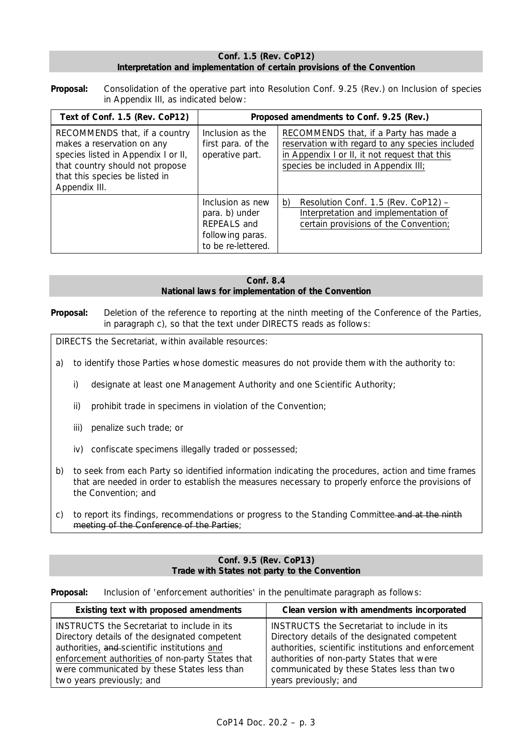**Conf. 1.5 (Rev. CoP12)**
**Interpretation and implementation of certain provisions of the Convention**

**Proposal:** Consolidation of the operative part into Resolution Conf. 9.25 (Rev.) on Inclusion of species in Appendix III, as indicated below:

| Text of Conf. 1.5 (Rev. CoP12) | Proposed amendments to Conf. 9.25 (Rev.) | |
|---|---|---|
| RECOMMENDS that, if a country makes a reservation on any species listed in Appendix I or II, that country should not propose that this species be listed in Appendix III. | Inclusion as the first para. of the operative part. | <u>RECOMMENDS that, if a Party has made a reservation with regard to any species included in Appendix I or II, it not request that this species be included in Appendix III;</u> |
| | Inclusion as new para. b) under REPEALS and following paras. to be re-lettered. | b) <u>Resolution Conf. 1.5 (Rev. CoP12) – Interpretation and implementation of certain provisions of the Convention;</u> |

**Conf. 8.4**
**National laws for implementation of the Convention**

**Proposal:** Deletion of the reference to reporting at the ninth meeting of the Conference of the Parties, in paragraph c), so that the text under DIRECTS reads as follows:

DIRECTS the Secretariat, within available resources:

a) to identify those Parties whose domestic measures do not provide them with the authority to:

   i) designate at least one Management Authority and one Scientific Authority;

   ii) prohibit trade in specimens in violation of the Convention;

   iii) penalize such trade; or

   iv) confiscate specimens illegally traded or possessed;

b) to seek from each Party so identified information indicating the procedures, action and time frames that are needed in order to establish the measures necessary to properly enforce the provisions of the Convention; and

c) to report its findings, recommendations or progress to the Standing Committee ~~and at the ninth meeting of the Conference of the Parties~~;

**Conf. 9.5 (Rev. CoP13)**
**Trade with States not party to the Convention**

**Proposal:** Inclusion of 'enforcement authorities' in the penultimate paragraph as follows:

| Existing text with proposed amendments | Clean version with amendments incorporated |
|---|---|
| INSTRUCTS the Secretariat to include in its Directory details of the designated competent authorities<u>,</u> ~~and~~ scientific institutions <u>and enforcement authorities</u> of non-party States that were communicated by these States less than two years previously; and | INSTRUCTS the Secretariat to include in its Directory details of the designated competent authorities, scientific institutions and enforcement authorities of non-party States that were communicated by these States less than two years previously; and |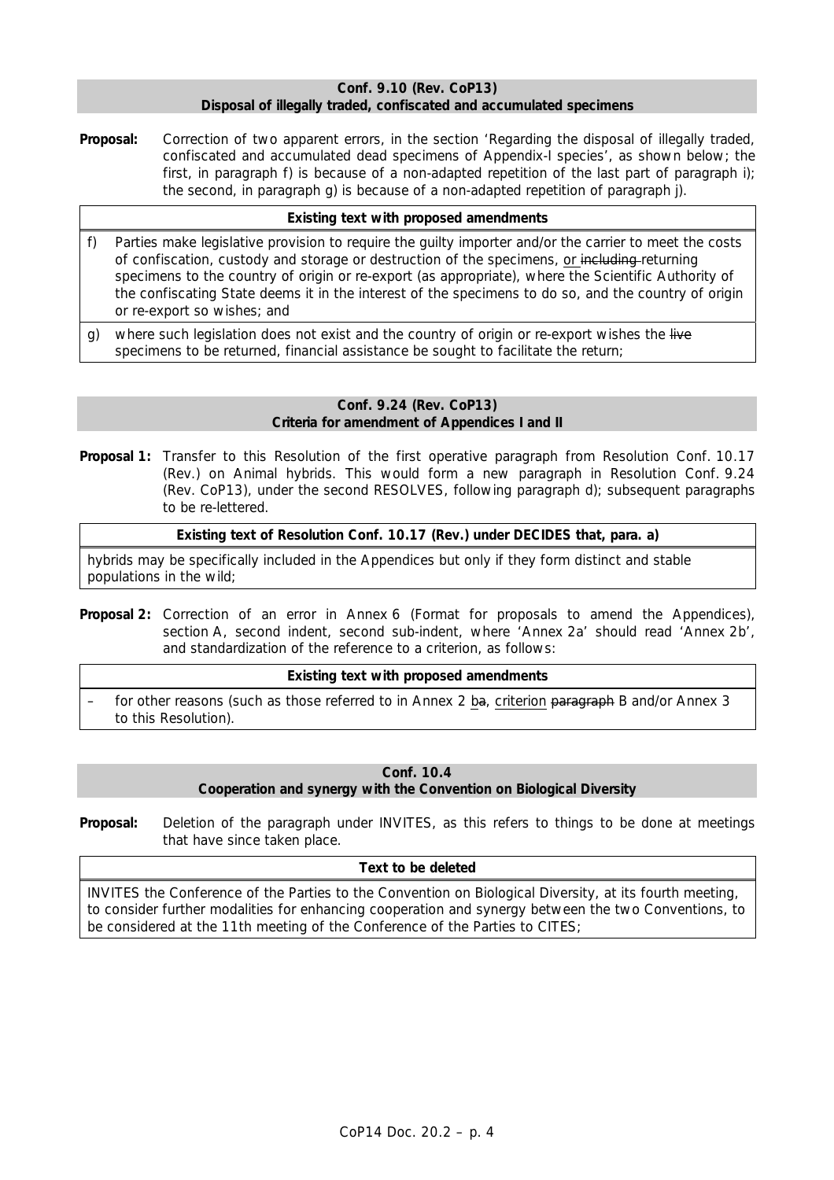### Conf. 9.10 (Rev. CoP13)
### Disposal of illegally traded, confiscated and accumulated specimens

**Proposal:** Correction of two apparent errors, in the section 'Regarding the disposal of illegally traded, confiscated and accumulated dead specimens of Appendix-I species', as shown below; the first, in paragraph f) is because of a non-adapted repetition of the last part of paragraph i); the second, in paragraph g) is because of a non-adapted repetition of paragraph j).

| **Existing text with proposed amendments** |
|---|
| f) Parties make legislative provision to require the guilty importer and/or the carrier to meet the costs of confiscation, custody and storage or destruction of the specimens, <u>or</u> ~~including~~ returning specimens to the country of origin or re-export (as appropriate), where the Scientific Authority of the confiscating State deems it in the interest of the specimens to do so, and the country of origin or re-export so wishes; and |
| g) where such legislation does not exist and the country of origin or re-export wishes the ~~live~~ specimens to be returned, financial assistance be sought to facilitate the return; |

### Conf. 9.24 (Rev. CoP13)
### Criteria for amendment of Appendices I and II

**Proposal 1:** Transfer to this Resolution of the first operative paragraph from Resolution Conf. 10.17 (Rev.) on Animal hybrids. This would form a new paragraph in Resolution Conf. 9.24 (Rev. CoP13), under the second RESOLVES, following paragraph d); subsequent paragraphs to be re-lettered.

| **Existing text of Resolution Conf. 10.17 (Rev.) under DECIDES that, para. a)** |
|---|
| hybrids may be specifically included in the Appendices but only if they form distinct and stable populations in the wild; |

**Proposal 2:** Correction of an error in Annex 6 (Format for proposals to amend the Appendices), section A, second indent, second sub-indent, where 'Annex 2a' should read 'Annex 2b', and standardization of the reference to a criterion, as follows:

| **Existing text with proposed amendments** |
|---|
| – for other reasons (such as those referred to in Annex 2 <u>b</u>~~a~~, <u>criterion</u> ~~paragraph~~ B and/or Annex 3 to this Resolution). |

### Conf. 10.4
### Cooperation and synergy with the Convention on Biological Diversity

**Proposal:** Deletion of the paragraph under INVITES, as this refers to things to be done at meetings that have since taken place.

| **Text to be deleted** |
|---|
| INVITES the Conference of the Parties to the Convention on Biological Diversity, at its fourth meeting, to consider further modalities for enhancing cooperation and synergy between the two Conventions, to be considered at the 11th meeting of the Conference of the Parties to CITES; |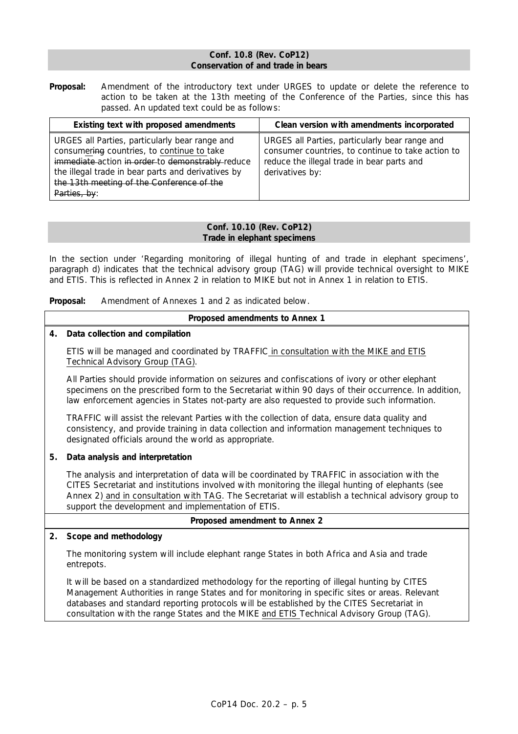**Conf. 10.8 (Rev. CoP12)**
**Conservation of and trade in bears**

**Proposal:** Amendment of the introductory text under URGES to update or delete the reference to action to be taken at the 13th meeting of the Conference of the Parties, since this has passed. An updated text could be as follows:

| Existing text with proposed amendments | Clean version with amendments incorporated |
|---|---|
| URGES all Parties, particularly bear range and consumer<u>ing</u> countries, to <u>continue to</u> take ~~immediate~~ action ~~in order~~ to ~~demonstrably~~ reduce the illegal trade in bear parts and derivatives by ~~the 13th meeting of the Conference of the Parties, by~~: | URGES all Parties, particularly bear range and consumer countries, to continue to take action to reduce the illegal trade in bear parts and derivatives by: |

**Conf. 10.10 (Rev. CoP12)**
**Trade in elephant specimens**

In the section under 'Regarding monitoring of illegal hunting of and trade in elephant specimens', paragraph d) indicates that the technical advisory group (TAG) will provide technical oversight to MIKE and ETIS. This is reflected in Annex 2 in relation to MIKE but not in Annex 1 in relation to ETIS.

**Proposal:** Amendment of Annexes 1 and 2 as indicated below.

**Proposed amendments to Annex 1**

**4. Data collection and compilation**

ETIS will be managed and coordinated by TRAFFIC<u> in consultation with the MIKE and ETIS Technical Advisory Group (TAG)</u>.

All Parties should provide information on seizures and confiscations of ivory or other elephant specimens on the prescribed form to the Secretariat within 90 days of their occurrence. In addition, law enforcement agencies in States not-party are also requested to provide such information.

TRAFFIC will assist the relevant Parties with the collection of data, ensure data quality and consistency, and provide training in data collection and information management techniques to designated officials around the world as appropriate.

**5. Data analysis and interpretation**

The analysis and interpretation of data will be coordinated by TRAFFIC in association with the CITES Secretariat and institutions involved with monitoring the illegal hunting of elephants (see Annex 2)<u> and in consultation with TAG</u>. The Secretariat will establish a technical advisory group to support the development and implementation of ETIS.

**Proposed amendment to Annex 2**

**2. Scope and methodology**

The monitoring system will include elephant range States in both Africa and Asia and trade entrepots.

It will be based on a standardized methodology for the reporting of illegal hunting by CITES Management Authorities in range States and for monitoring in specific sites or areas. Relevant databases and standard reporting protocols will be established by the CITES Secretariat in consultation with the range States and the MIKE <u>and ETIS </u>Technical Advisory Group (TAG).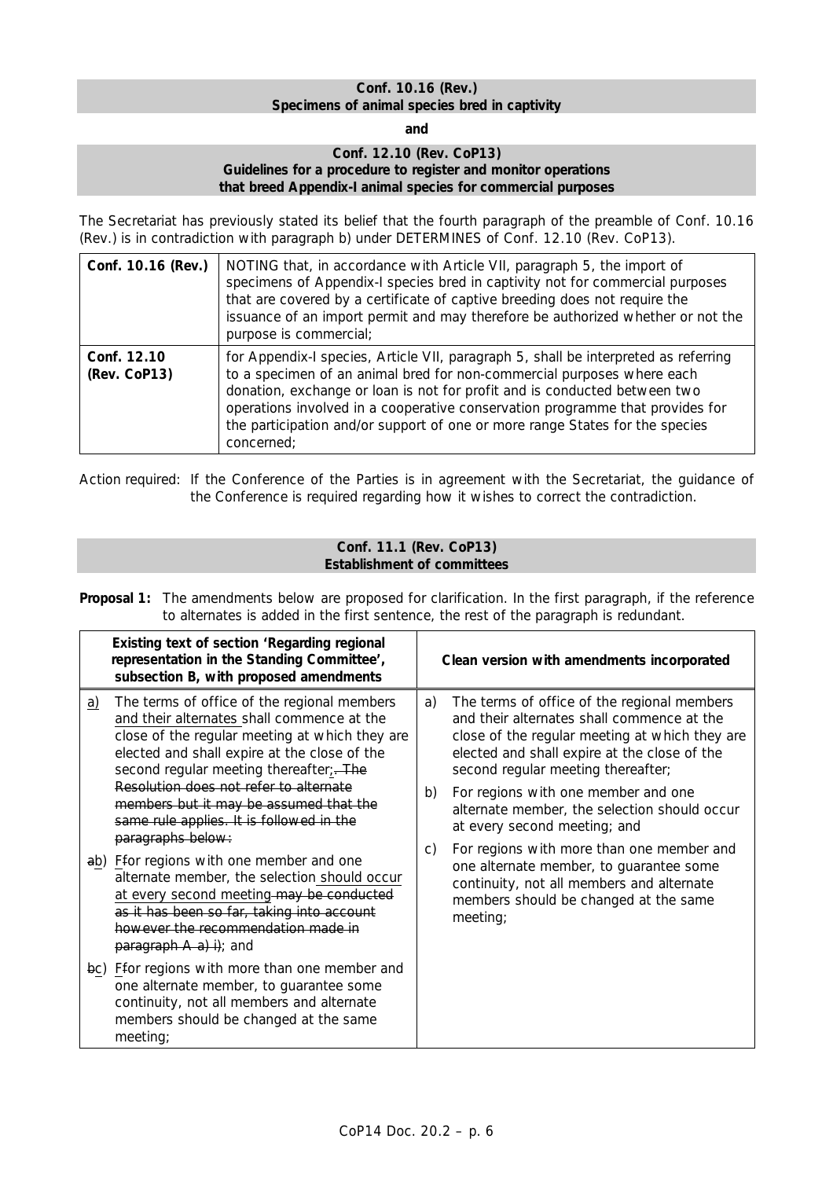**Conf. 10.16 (Rev.)**
**Specimens of animal species bred in captivity**

**and**

**Conf. 12.10 (Rev. CoP13)**
**Guidelines for a procedure to register and monitor operations that breed Appendix-I animal species for commercial purposes**

The Secretariat has previously stated its belief that the fourth paragraph of the preamble of Conf. 10.16 (Rev.) is in contradiction with paragraph b) under DETERMINES of Conf. 12.10 (Rev. CoP13).

| | |
|---|---|
| **Conf. 10.16 (Rev.)** | NOTING that, in accordance with Article VII, paragraph 5, the import of specimens of Appendix-I species bred in captivity not for commercial purposes that are covered by a certificate of captive breeding does not require the issuance of an import permit and may therefore be authorized whether or not the purpose is commercial; |
| **Conf. 12.10 (Rev. CoP13)** | for Appendix-I species, Article VII, paragraph 5, shall be interpreted as referring to a specimen of an animal bred for non-commercial purposes where each donation, exchange or loan is not for profit and is conducted between two operations involved in a cooperative conservation programme that provides for the participation and/or support of one or more range States for the species concerned; |

Action required: If the Conference of the Parties is in agreement with the Secretariat, the guidance of the Conference is required regarding how it wishes to correct the contradiction.

**Conf. 11.1 (Rev. CoP13)**
**Establishment of committees**

**Proposal 1:** The amendments below are proposed for clarification. In the first paragraph, if the reference to alternates is added in the first sentence, the rest of the paragraph is redundant.

| Existing text of section 'Regarding regional representation in the Standing Committee', subsection B, with proposed amendments | Clean version with amendments incorporated |
|---|---|
| <u>a)</u> The terms of office of the regional members <u>and their alternates</u> shall commence at the close of the regular meeting at which they are elected and shall expire at the close of the second regular meeting thereafter<u>;</u>~~. The Resolution does not refer to alternate members but it may be assumed that the same rule applies. It is followed in the paragraphs below:~~ | a) The terms of office of the regional members and their alternates shall commence at the close of the regular meeting at which they are elected and shall expire at the close of the second regular meeting thereafter; |
| ~~a~~<u>b</u>) <u>F</u>~~f~~or regions with one member and one alternate member, the selection <u>should occur at every second meeting</u> ~~may be conducted as it has been so far, taking into account however the recommendation made in paragraph A a) i)~~; and | b) For regions with one member and one alternate member, the selection should occur at every second meeting; and |
| ~~b~~<u>c</u>) <u>F</u>~~f~~or regions with more than one member and one alternate member, to guarantee some continuity, not all members and alternate members should be changed at the same meeting; | c) For regions with more than one member and one alternate member, to guarantee some continuity, not all members and alternate members should be changed at the same meeting; |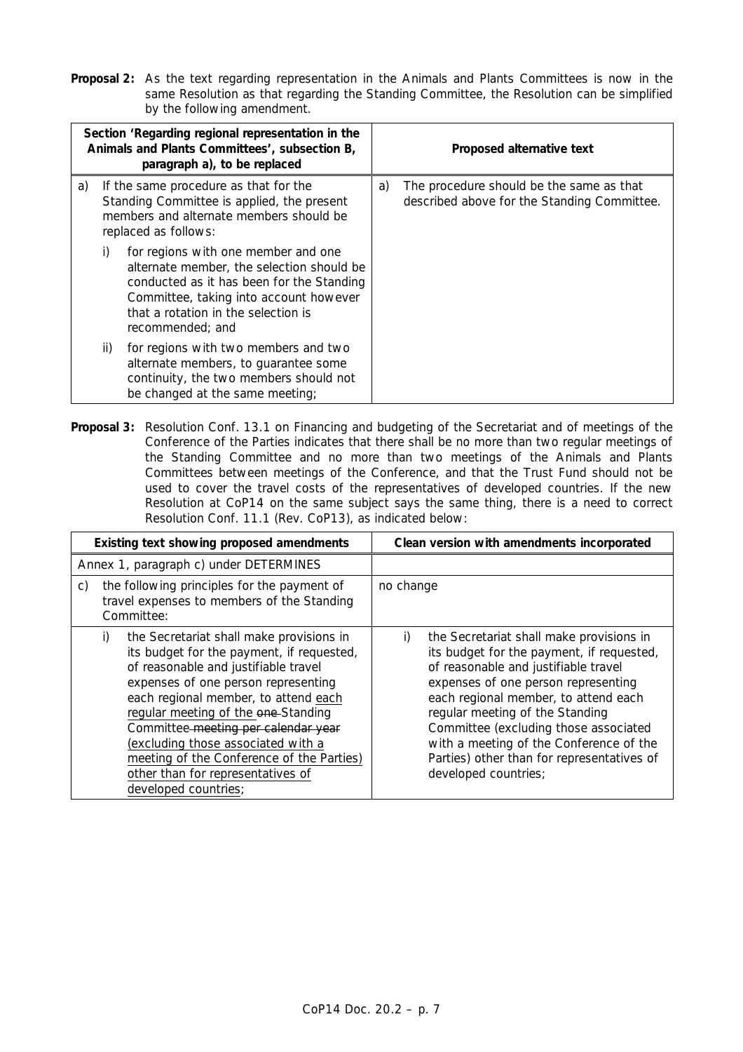**Proposal 2:** As the text regarding representation in the Animals and Plants Committees is now in the same Resolution as that regarding the Standing Committee, the Resolution can be simplified by the following amendment.

| Section 'Regarding regional representation in the Animals and Plants Committees', subsection B, paragraph a), to be replaced | Proposed alternative text |
|---|---|
| a) If the same procedure as that for the Standing Committee is applied, the present members and alternate members should be replaced as follows: | a) The procedure should be the same as that described above for the Standing Committee. |
| i) for regions with one member and one alternate member, the selection should be conducted as it has been for the Standing Committee, taking into account however that a rotation in the selection is recommended; and | |
| ii) for regions with two members and two alternate members, to guarantee some continuity, the two members should not be changed at the same meeting; | |

**Proposal 3:** Resolution Conf. 13.1 on Financing and budgeting of the Secretariat and of meetings of the Conference of the Parties indicates that there shall be no more than two regular meetings of the Standing Committee and no more than two meetings of the Animals and Plants Committees between meetings of the Conference, and that the Trust Fund should not be used to cover the travel costs of the representatives of developed countries. If the new Resolution at CoP14 on the same subject says the same thing, there is a need to correct Resolution Conf. 11.1 (Rev. CoP13), as indicated below:

| Existing text showing proposed amendments | Clean version with amendments incorporated |
|---|---|
| Annex 1, paragraph c) under DETERMINES | |
| c) the following principles for the payment of travel expenses to members of the Standing Committee: | no change |
| i) the Secretariat shall make provisions in its budget for the payment, if requested, of reasonable and justifiable travel expenses of one person representing each regional member, to attend <u>each regular meeting of</u> the ~~one~~ Standing Committee ~~meeting per calendar year~~ <u>(excluding those associated with a meeting of the Conference of the Parties) other than for representatives of developed countries</u>; | i) the Secretariat shall make provisions in its budget for the payment, if requested, of reasonable and justifiable travel expenses of one person representing each regional member, to attend each regular meeting of the Standing Committee (excluding those associated with a meeting of the Conference of the Parties) other than for representatives of developed countries; |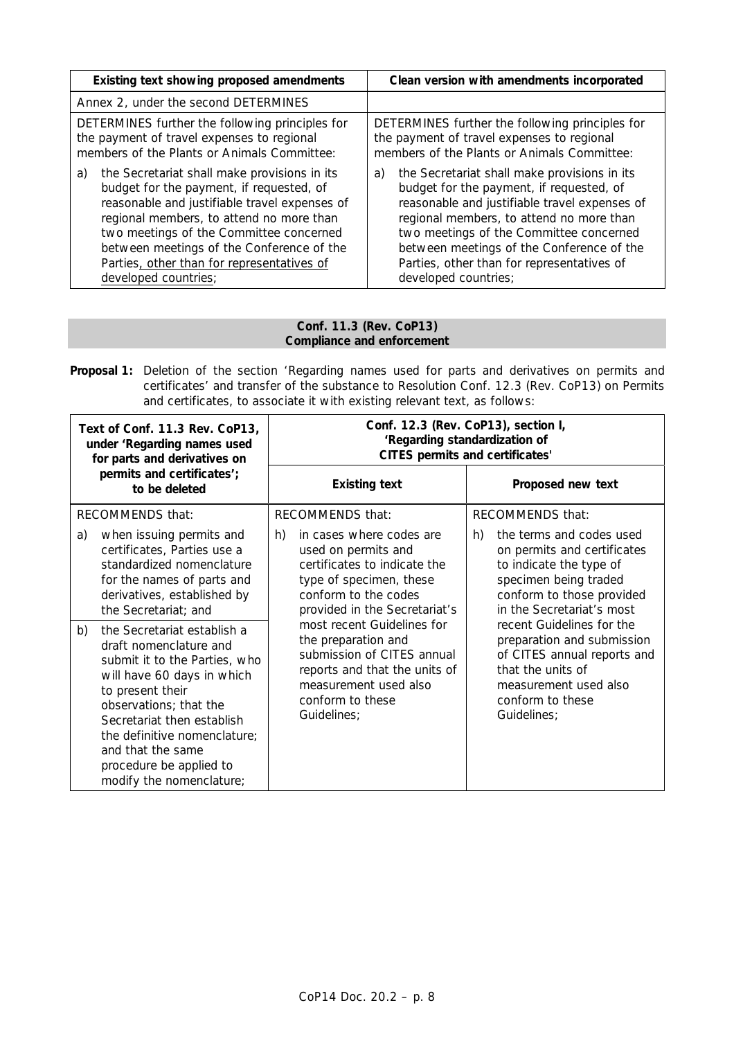| Existing text showing proposed amendments | Clean version with amendments incorporated |
| --- | --- |
| Annex 2, under the second DETERMINES | |
| DETERMINES further the following principles for the payment of travel expenses to regional members of the Plants or Animals Committee: | DETERMINES further the following principles for the payment of travel expenses to regional members of the Plants or Animals Committee: |
| a) the Secretariat shall make provisions in its budget for the payment, if requested, of reasonable and justifiable travel expenses of regional members, to attend no more than two meetings of the Committee concerned between meetings of the Conference of the Parties<u>, other than for representatives of developed countries</u>; | a) the Secretariat shall make provisions in its budget for the payment, if requested, of reasonable and justifiable travel expenses of regional members, to attend no more than two meetings of the Committee concerned between meetings of the Conference of the Parties, other than for representatives of developed countries; |

## Conf. 11.3 (Rev. CoP13) Compliance and enforcement

**Proposal 1:** Deletion of the section 'Regarding names used for parts and derivatives on permits and certificates' and transfer of the substance to Resolution Conf. 12.3 (Rev. CoP13) on Permits and certificates, to associate it with existing relevant text, as follows:

| Text of Conf. 11.3 Rev. CoP13, under 'Regarding names used for parts and derivatives on permits and certificates'; to be deleted | Conf. 12.3 (Rev. CoP13), section I, 'Regarding standardization of CITES permits and certificates' | |
| --- | --- | --- |
| | **Existing text** | **Proposed new text** |
| RECOMMENDS that: | RECOMMENDS that: | RECOMMENDS that: |
| a) when issuing permits and certificates, Parties use a standardized nomenclature for the names of parts and derivatives, established by the Secretariat; and<br><br>b) the Secretariat establish a draft nomenclature and submit it to the Parties, who will have 60 days in which to present their observations; that the Secretariat then establish the definitive nomenclature; and that the same procedure be applied to modify the nomenclature; | h) in cases where codes are used on permits and certificates to indicate the type of specimen, these conform to the codes provided in the Secretariat's most recent Guidelines for the preparation and submission of CITES annual reports and that the units of measurement used also conform to these Guidelines; | h) the terms and codes used on permits and certificates to indicate the type of specimen being traded conform to those provided in the Secretariat's most recent Guidelines for the preparation and submission of CITES annual reports and that the units of measurement used also conform to these Guidelines; |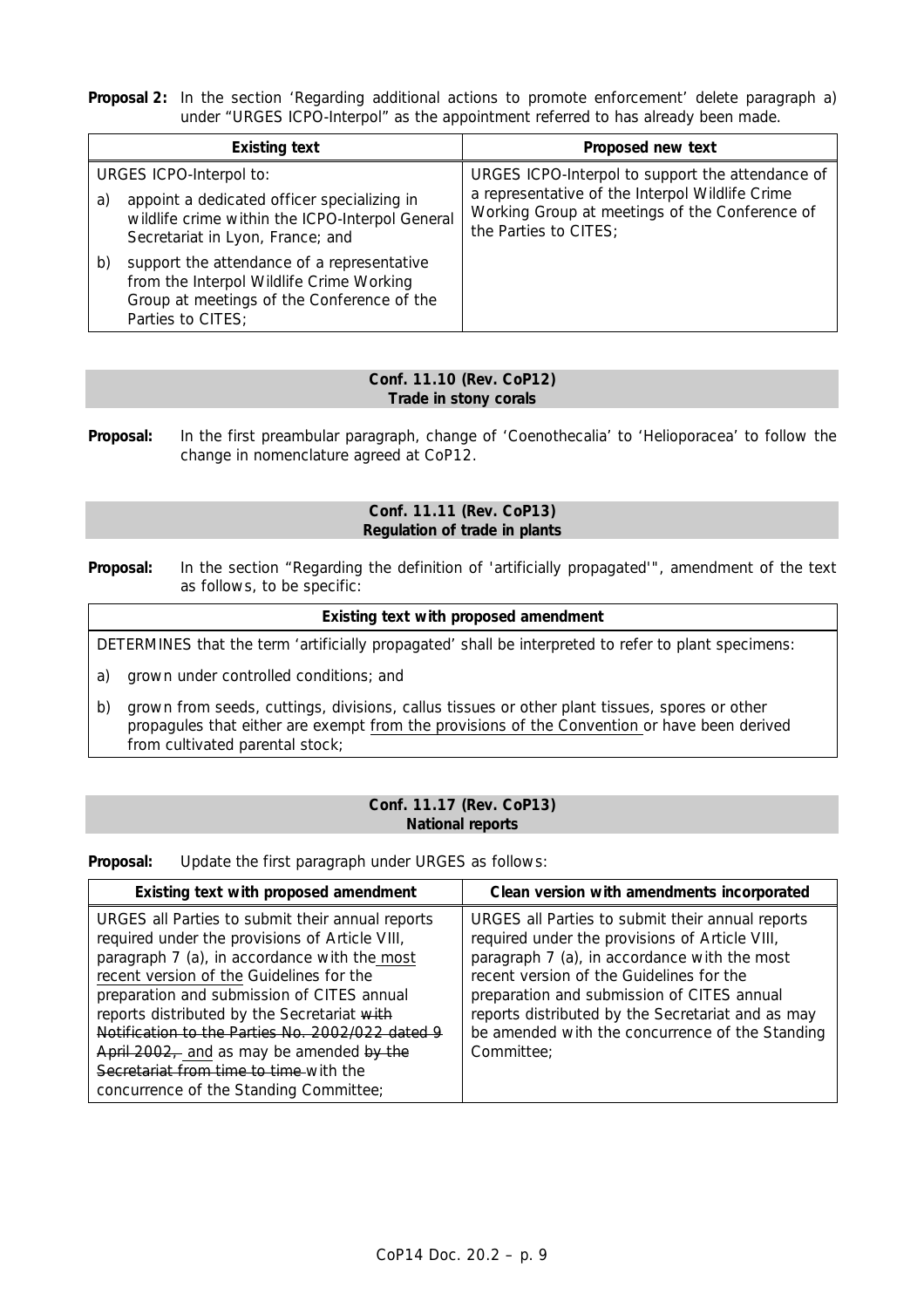**Proposal 2:** In the section 'Regarding additional actions to promote enforcement' delete paragraph a) under "URGES ICPO-Interpol" as the appointment referred to has already been made.

| Existing text | Proposed new text |
|---|---|
| URGES ICPO-Interpol to:<br><br>a) appoint a dedicated officer specializing in wildlife crime within the ICPO-Interpol General Secretariat in Lyon, France; and<br><br>b) support the attendance of a representative from the Interpol Wildlife Crime Working Group at meetings of the Conference of the Parties to CITES; | URGES ICPO-Interpol to support the attendance of a representative of the Interpol Wildlife Crime Working Group at meetings of the Conference of the Parties to CITES; |

**Conf. 11.10 (Rev. CoP12)**
**Trade in stony corals**

**Proposal:** In the first preambular paragraph, change of 'Coenothecalia' to 'Helioporacea' to follow the change in nomenclature agreed at CoP12.

**Conf. 11.11 (Rev. CoP13)**
**Regulation of trade in plants**

**Proposal:** In the section "Regarding the definition of 'artificially propagated'", amendment of the text as follows, to be specific:

| Existing text with proposed amendment |
|---|
| DETERMINES that the term 'artificially propagated' shall be interpreted to refer to plant specimens:<br><br>a) grown under controlled conditions; and<br><br>b) grown from seeds, cuttings, divisions, callus tissues or other plant tissues, spores or other propagules that either are exempt <u>from the provisions of the Convention</u> or have been derived from cultivated parental stock; |

**Conf. 11.17 (Rev. CoP13)**
**National reports**

**Proposal:** Update the first paragraph under URGES as follows:

| Existing text with proposed amendment | Clean version with amendments incorporated |
|---|---|
| URGES all Parties to submit their annual reports required under the provisions of Article VIII, paragraph 7 (a), in accordance with the <u>most recent version of the</u> Guidelines for the preparation and submission of CITES annual reports distributed by the Secretariat ~~with Notification to the Parties No. 2002/022 dated 9 April 2002,~~ and as may be amended ~~by the Secretariat from time to time~~ with the concurrence of the Standing Committee; | URGES all Parties to submit their annual reports required under the provisions of Article VIII, paragraph 7 (a), in accordance with the most recent version of the Guidelines for the preparation and submission of CITES annual reports distributed by the Secretariat and as may be amended with the concurrence of the Standing Committee; |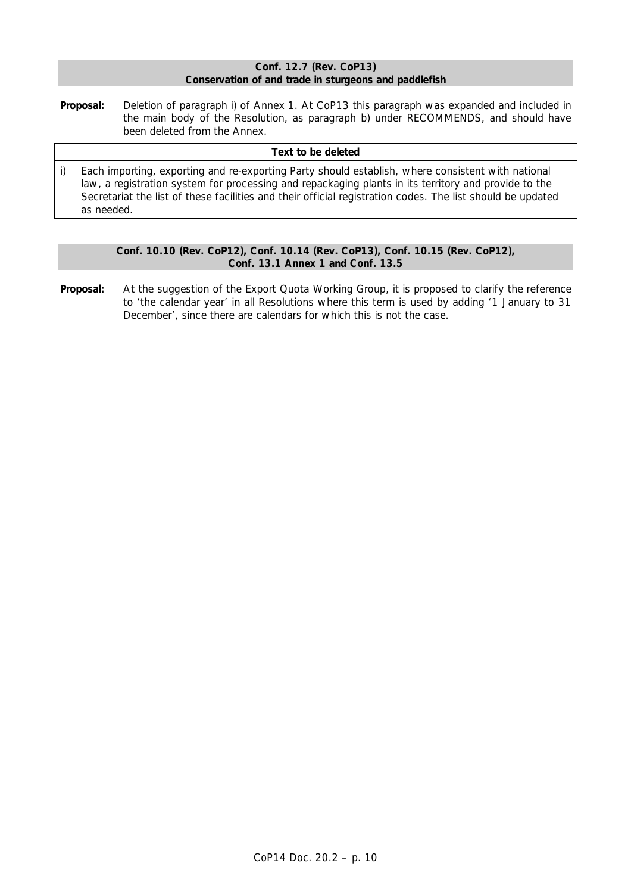### Conf. 12.7 (Rev. CoP13)
### Conservation of and trade in sturgeons and paddlefish

**Proposal:** Deletion of paragraph i) of Annex 1. At CoP13 this paragraph was expanded and included in the main body of the Resolution, as paragraph b) under RECOMMENDS, and should have been deleted from the Annex.

| Text to be deleted |
|---|
| i) Each importing, exporting and re-exporting Party should establish, where consistent with national law, a registration system for processing and repackaging plants in its territory and provide to the Secretariat the list of these facilities and their official registration codes. The list should be updated as needed. |

### Conf. 10.10 (Rev. CoP12), Conf. 10.14 (Rev. CoP13), Conf. 10.15 (Rev. CoP12), Conf. 13.1 Annex 1 and Conf. 13.5

**Proposal:** At the suggestion of the Export Quota Working Group, it is proposed to clarify the reference to 'the calendar year' in all Resolutions where this term is used by adding '1 January to 31 December', since there are calendars for which this is not the case.